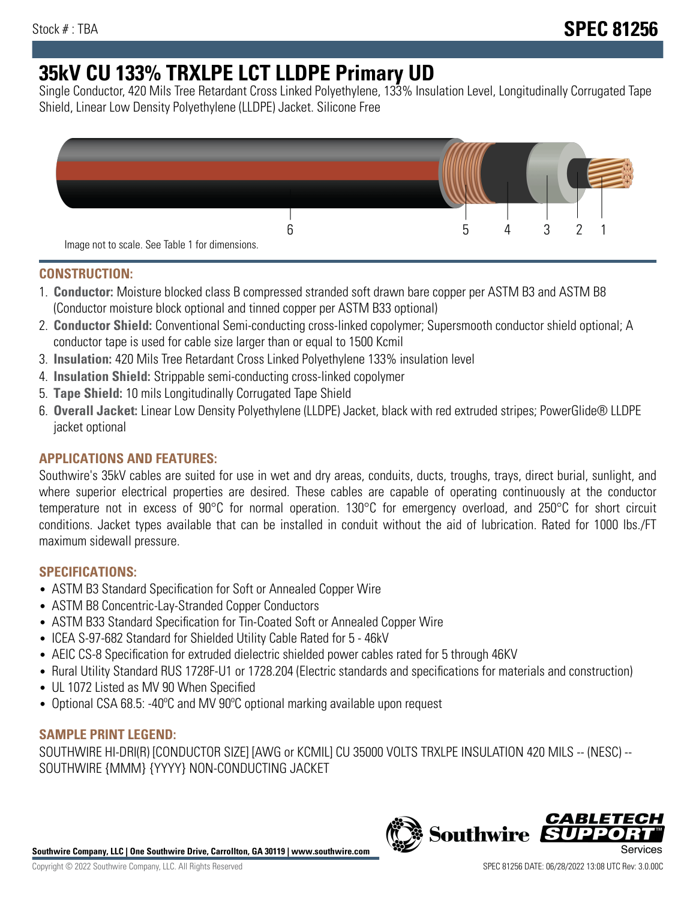Stock # : TBA

**SPEC 81256**

# 35kV CU 133% TRXLPE LCT LLDPE Primary UD

Single Conductor, 420 Mils Tree Retardant Cross Linked Polyethylene, 133% Insulation Level, Longitudinally Corrugated Tape Shield, Linear Low Density Polyethylene (LLDPE) Jacket. Silicone Free

6 5 4 3 2 1

Image not to scale. See Table 1 for dimensions.

## CONSTRUCTION:

1. **Conductor:** Moisture blocked class B compressed stranded soft drawn bare copper per ASTM B3 and ASTM B8 (Conductor moisture block optional and tinned copper per ASTM B33 optional)
2. **Conductor Shield:** Conventional Semi-conducting cross-linked copolymer; Supersmooth conductor shield optional; A conductor tape is used for cable size larger than or equal to 1500 Kcmil
3. **Insulation:** 420 Mils Tree Retardant Cross Linked Polyethylene 133% insulation level
4. **Insulation Shield:** Strippable semi-conducting cross-linked copolymer
5. **Tape Shield:** 10 mils Longitudinally Corrugated Tape Shield
6. **Overall Jacket:** Linear Low Density Polyethylene (LLDPE) Jacket, black with red extruded stripes; PowerGlide® LLDPE jacket optional

## APPLICATIONS AND FEATURES:

Southwire's 35kV cables are suited for use in wet and dry areas, conduits, ducts, troughs, trays, direct burial, sunlight, and where superior electrical properties are desired. These cables are capable of operating continuously at the conductor temperature not in excess of 90°C for normal operation. 130°C for emergency overload, and 250°C for short circuit conditions. Jacket types available that can be installed in conduit without the aid of lubrication. Rated for 1000 lbs./FT maximum sidewall pressure.

## SPECIFICATIONS:

- ASTM B3 Standard Specification for Soft or Annealed Copper Wire
- ASTM B8 Concentric-Lay-Stranded Copper Conductors
- ASTM B33 Standard Specification for Tin-Coated Soft or Annealed Copper Wire
- ICEA S-97-682 Standard for Shielded Utility Cable Rated for 5 - 46kV
- AEIC CS-8 Specification for extruded dielectric shielded power cables rated for 5 through 46KV
- Rural Utility Standard RUS 1728F-U1 or 1728.204 (Electric standards and specifications for materials and construction)
- UL 1072 Listed as MV 90 When Specified
- Optional CSA 68.5: -40ºC and MV 90ºC optional marking available upon request

## SAMPLE PRINT LEGEND:

SOUTHWIRE HI-DRI(R) [CONDUCTOR SIZE] [AWG or KCMIL] CU 35000 VOLTS TRXLPE INSULATION 420 MILS -- (NESC) -- SOUTHWIRE {MMM} {YYYY} NON-CONDUCTING JACKET

**Southwire Company, LLC | One Southwire Drive, Carrollton, GA 30119 | www.southwire.com**

Copyright © 2022 Southwire Company, LLC. All Rights Reserved

SPEC 81256 DATE: 06/28/2022 13:08 UTC Rev: 3.0.00C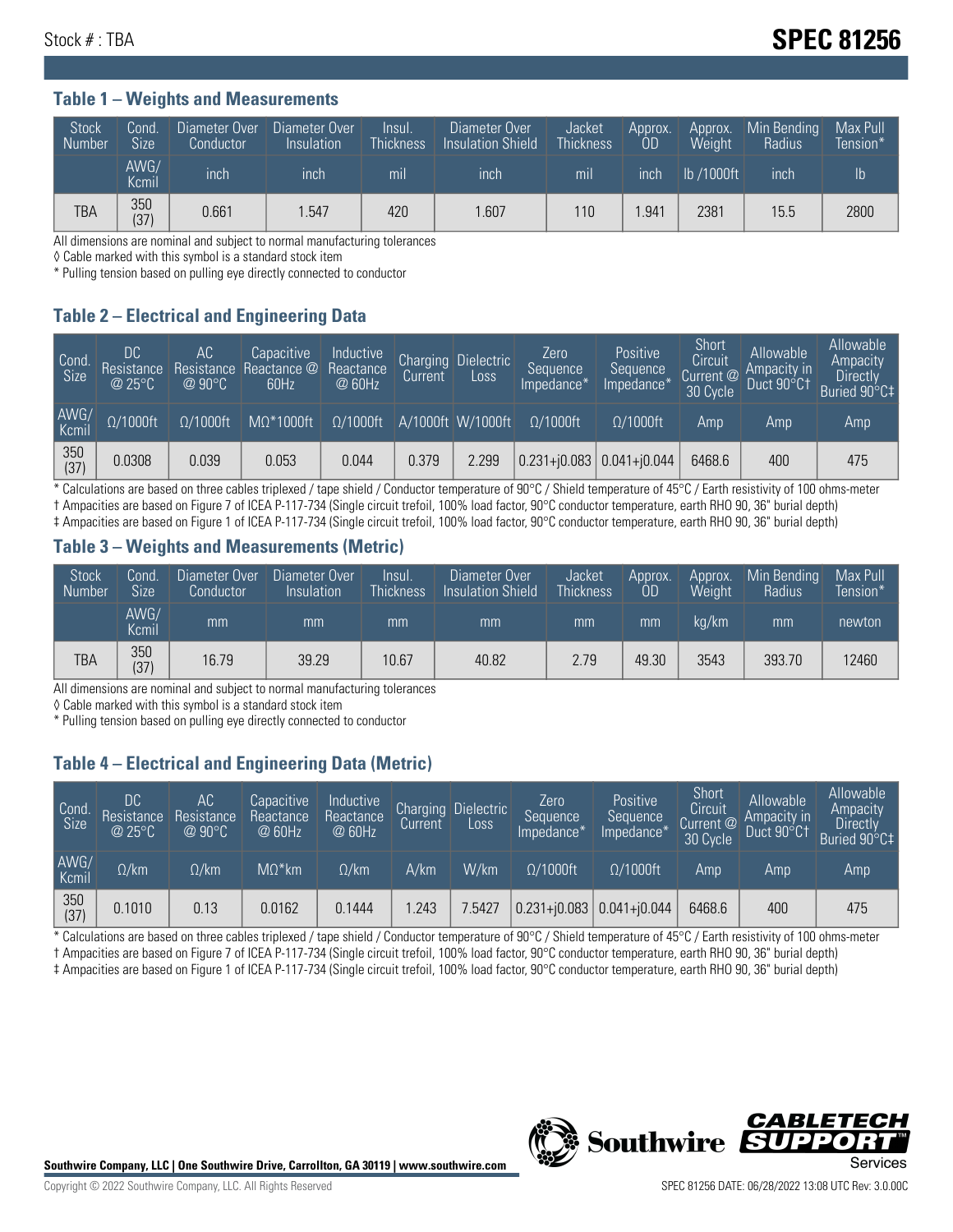Stock # : TBA

# SPEC 81256

## Table 1 – Weights and Measurements

| Stock Number | Cond. Size | Diameter Over Conductor | Diameter Over Insulation | Insul. Thickness | Diameter Over Insulation Shield | Jacket Thickness | Approx. OD | Approx. Weight | Min Bending Radius | Max Pull Tension* |
|---|---|---|---|---|---|---|---|---|---|---|
| | AWG/ Kcmil | inch | inch | mil | inch | mil | inch | lb /1000ft | inch | lb |
| TBA | 350 (37) | 0.661 | 1.547 | 420 | 1.607 | 110 | 1.941 | 2381 | 15.5 | 2800 |

All dimensions are nominal and subject to normal manufacturing tolerances

◊ Cable marked with this symbol is a standard stock item

* Pulling tension based on pulling eye directly connected to conductor

## Table 2 – Electrical and Engineering Data

| Cond. Size | DC Resistance @ 25°C | AC Resistance @ 90°C | Capacitive Reactance @ 60Hz | Inductive Reactance @ 60Hz | Charging Current | Dielectric Loss | Zero Sequence Impedance* | Positive Sequence Impedance* | Short Circuit Current @ 30 Cycle | Allowable Ampacity in Duct 90°C† | Allowable Ampacity Directly Buried 90°C‡ |
|---|---|---|---|---|---|---|---|---|---|---|---|
| AWG/ Kcmil | Ω/1000ft | Ω/1000ft | MΩ*1000ft | Ω/1000ft | A/1000ft | W/1000ft | Ω/1000ft | Ω/1000ft | Amp | Amp | Amp |
| 350 (37) | 0.0308 | 0.039 | 0.053 | 0.044 | 0.379 | 2.299 | 0.231+j0.083 | 0.041+j0.044 | 6468.6 | 400 | 475 |

* Calculations are based on three cables triplexed / tape shield / Conductor temperature of 90°C / Shield temperature of 45°C / Earth resistivity of 100 ohms-meter

† Ampacities are based on Figure 7 of ICEA P-117-734 (Single circuit trefoil, 100% load factor, 90°C conductor temperature, earth RHO 90, 36" burial depth)

‡ Ampacities are based on Figure 1 of ICEA P-117-734 (Single circuit trefoil, 100% load factor, 90°C conductor temperature, earth RHO 90, 36" burial depth)

## Table 3 – Weights and Measurements (Metric)

| Stock Number | Cond. Size | Diameter Over Conductor | Diameter Over Insulation | Insul. Thickness | Diameter Over Insulation Shield | Jacket Thickness | Approx. OD | Approx. Weight | Min Bending Radius | Max Pull Tension* |
|---|---|---|---|---|---|---|---|---|---|---|
| | AWG/ Kcmil | mm | mm | mm | mm | mm | mm | kg/km | mm | newton |
| TBA | 350 (37) | 16.79 | 39.29 | 10.67 | 40.82 | 2.79 | 49.30 | 3543 | 393.70 | 12460 |

All dimensions are nominal and subject to normal manufacturing tolerances

◊ Cable marked with this symbol is a standard stock item

* Pulling tension based on pulling eye directly connected to conductor

## Table 4 – Electrical and Engineering Data (Metric)

| Cond. Size | DC Resistance @ 25°C | AC Resistance @ 90°C | Capacitive Reactance @ 60Hz | Inductive Reactance @ 60Hz | Charging Current | Dielectric Loss | Zero Sequence Impedance* | Positive Sequence Impedance* | Short Circuit Current @ 30 Cycle | Allowable Ampacity in Duct 90°C† | Allowable Ampacity Directly Buried 90°C‡ |
|---|---|---|---|---|---|---|---|---|---|---|---|
| AWG/ Kcmil | Ω/km | Ω/km | MΩ*km | Ω/km | A/km | W/km | Ω/1000ft | Ω/1000ft | Amp | Amp | Amp |
| 350 (37) | 0.1010 | 0.13 | 0.0162 | 0.1444 | 1.243 | 7.5427 | 0.231+j0.083 | 0.041+j0.044 | 6468.6 | 400 | 475 |

* Calculations are based on three cables triplexed / tape shield / Conductor temperature of 90°C / Shield temperature of 45°C / Earth resistivity of 100 ohms-meter

† Ampacities are based on Figure 7 of ICEA P-117-734 (Single circuit trefoil, 100% load factor, 90°C conductor temperature, earth RHO 90, 36" burial depth)

‡ Ampacities are based on Figure 1 of ICEA P-117-734 (Single circuit trefoil, 100% load factor, 90°C conductor temperature, earth RHO 90, 36" burial depth)

**Southwire Company, LLC | One Southwire Drive, Carrollton, GA 30119 | www.southwire.com**

Copyright © 2022 Southwire Company, LLC. All Rights Reserved

SPEC 81256 DATE: 06/28/2022 13:08 UTC Rev: 3.0.00C